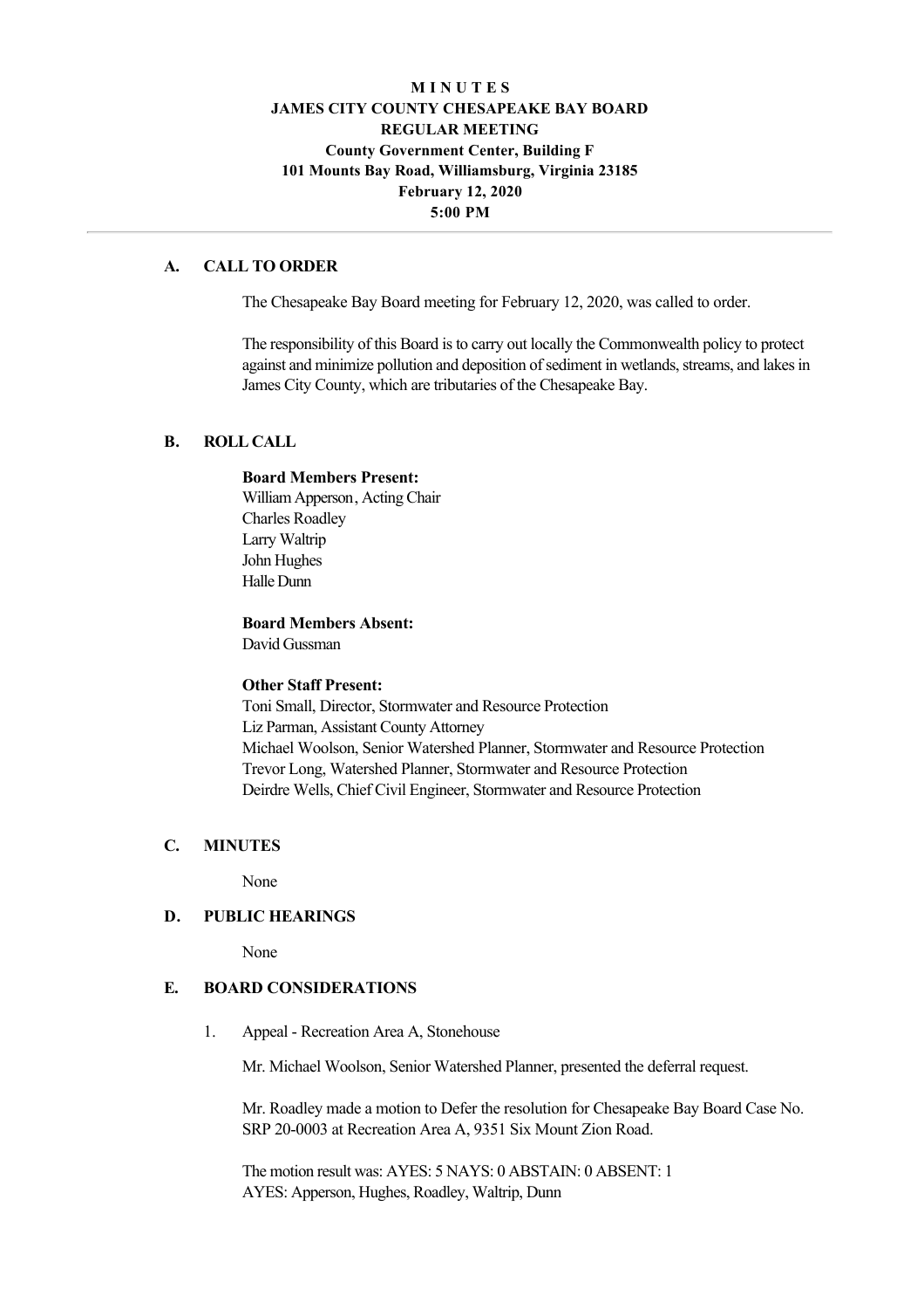# MINUTES
## JAMES CITY COUNTY CHESAPEAKE BAY BOARD
## REGULAR MEETING
**County Government Center, Building F**
**101 Mounts Bay Road, Williamsburg, Virginia 23185**
**February 12, 2020**
**5:00 PM**

---

### A. CALL TO ORDER

The Chesapeake Bay Board meeting for February 12, 2020, was called to order.

The responsibility of this Board is to carry out locally the Commonwealth policy to protect against and minimize pollution and deposition of sediment in wetlands, streams, and lakes in James City County, which are tributaries of the Chesapeake Bay.

### B. ROLL CALL

**Board Members Present:**
William Apperson, Acting Chair
Charles Roadley
Larry Waltrip
John Hughes
Halle Dunn

**Board Members Absent:**
David Gussman

**Other Staff Present:**
Toni Small, Director, Stormwater and Resource Protection
Liz Parman, Assistant County Attorney
Michael Woolson, Senior Watershed Planner, Stormwater and Resource Protection
Trevor Long, Watershed Planner, Stormwater and Resource Protection
Deirdre Wells, Chief Civil Engineer, Stormwater and Resource Protection

### C. MINUTES

None

### D. PUBLIC HEARINGS

None

### E. BOARD CONSIDERATIONS

1. Appeal - Recreation Area A, Stonehouse

   Mr. Michael Woolson, Senior Watershed Planner, presented the deferral request.

   Mr. Roadley made a motion to Defer the resolution for Chesapeake Bay Board Case No. SRP 20-0003 at Recreation Area A, 9351 Six Mount Zion Road.

   The motion result was: AYES: 5 NAYS: 0 ABSTAIN: 0 ABSENT: 1
   AYES: Apperson, Hughes, Roadley, Waltrip, Dunn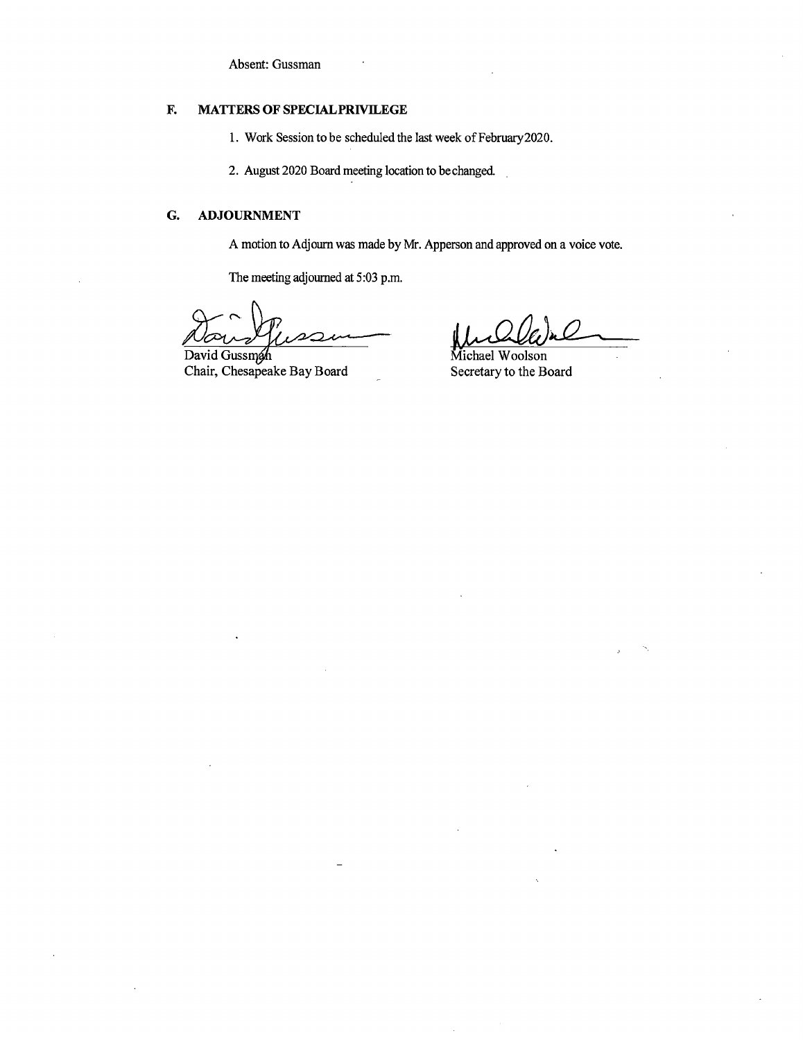Absent: Gussman

## F. MATTERS OF SPECIAL PRIVILEGE

1. Work Session to be scheduled the last week of February 2020.

2. August 2020 Board meeting location to be changed.

## G. ADJOURNMENT

A motion to Adjourn was made by Mr. Apperson and approved on a voice vote.

The meeting adjourned at 5:03 p.m.

David Gussman
Chair, Chesapeake Bay Board

Michael Woolson
Secretary to the Board